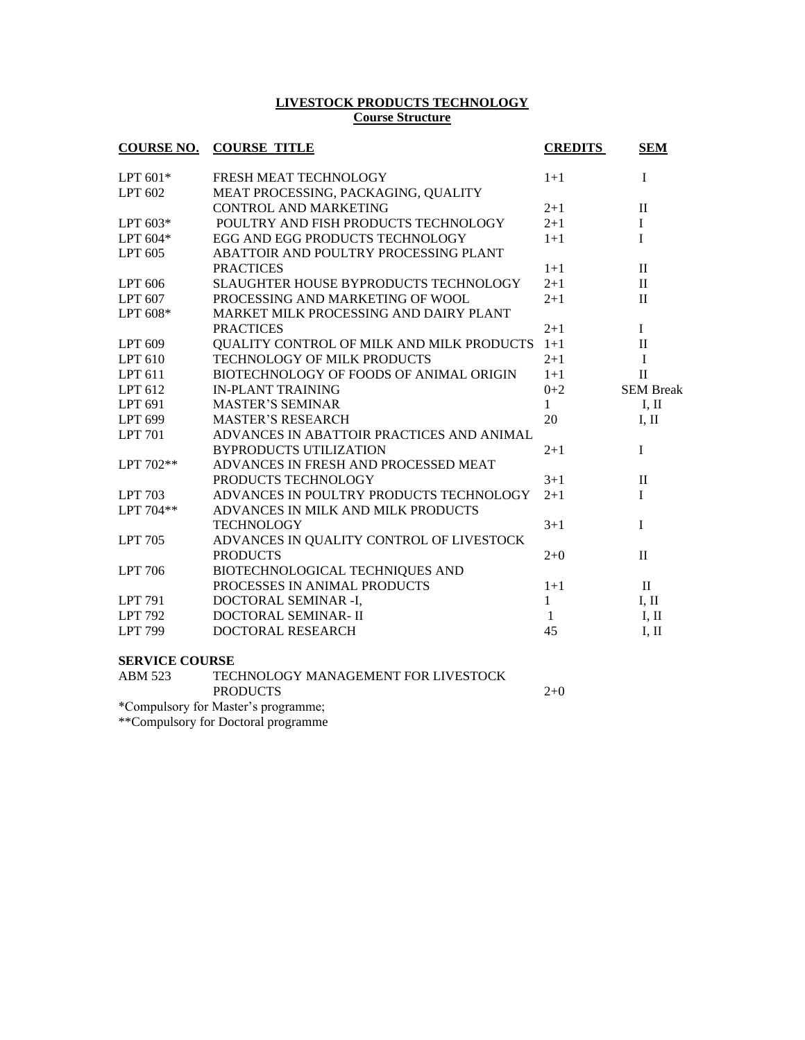# LIVESTOCK PRODUCTS TECHNOLOGY

## Course Structure

| COURSE NO. | COURSE TITLE | CREDITS | SEM |
|---|---|---|---|
| LPT 601* | FRESH MEAT TECHNOLOGY | 1+1 | I |
| LPT 602 | MEAT PROCESSING, PACKAGING, QUALITY CONTROL AND MARKETING | 2+1 | II |
| LPT 603* | POULTRY AND FISH PRODUCTS TECHNOLOGY | 2+1 | I |
| LPT 604* | EGG AND EGG PRODUCTS TECHNOLOGY | 1+1 | I |
| LPT 605 | ABATTOIR AND POULTRY PROCESSING PLANT PRACTICES | 1+1 | II |
| LPT 606 | SLAUGHTER HOUSE BYPRODUCTS TECHNOLOGY | 2+1 | II |
| LPT 607 | PROCESSING AND MARKETING OF WOOL | 2+1 | II |
| LPT 608* | MARKET MILK PROCESSING AND DAIRY PLANT PRACTICES | 2+1 | I |
| LPT 609 | QUALITY CONTROL OF MILK AND MILK PRODUCTS | 1+1 | II |
| LPT 610 | TECHNOLOGY OF MILK PRODUCTS | 2+1 | I |
| LPT 611 | BIOTECHNOLOGY OF FOODS OF ANIMAL ORIGIN | 1+1 | II |
| LPT 612 | IN-PLANT TRAINING | 0+2 | SEM Break |
| LPT 691 | MASTER'S SEMINAR | 1 | I, II |
| LPT 699 | MASTER'S RESEARCH | 20 | I, II |
| LPT 701 | ADVANCES IN ABATTOIR PRACTICES AND ANIMAL BYPRODUCTS UTILIZATION | 2+1 | I |
| LPT 702** | ADVANCES IN FRESH AND PROCESSED MEAT PRODUCTS TECHNOLOGY | 3+1 | II |
| LPT 703 | ADVANCES IN POULTRY PRODUCTS TECHNOLOGY | 2+1 | I |
| LPT 704** | ADVANCES IN MILK AND MILK PRODUCTS TECHNOLOGY | 3+1 | I |
| LPT 705 | ADVANCES IN QUALITY CONTROL OF LIVESTOCK PRODUCTS | 2+0 | II |
| LPT 706 | BIOTECHNOLOGICAL TECHNIQUES AND PROCESSES IN ANIMAL PRODUCTS | 1+1 | II |
| LPT 791 | DOCTORAL SEMINAR -I, | 1 | I, II |
| LPT 792 | DOCTORAL SEMINAR- II | 1 | I, II |
| LPT 799 | DOCTORAL RESEARCH | 45 | I, II |

**SERVICE COURSE**

| | | | |
|---|---|---|---|
| ABM 523 | TECHNOLOGY MANAGEMENT FOR LIVESTOCK PRODUCTS | 2+0 | |

*Compulsory for Master's programme;

**Compulsory for Doctoral programme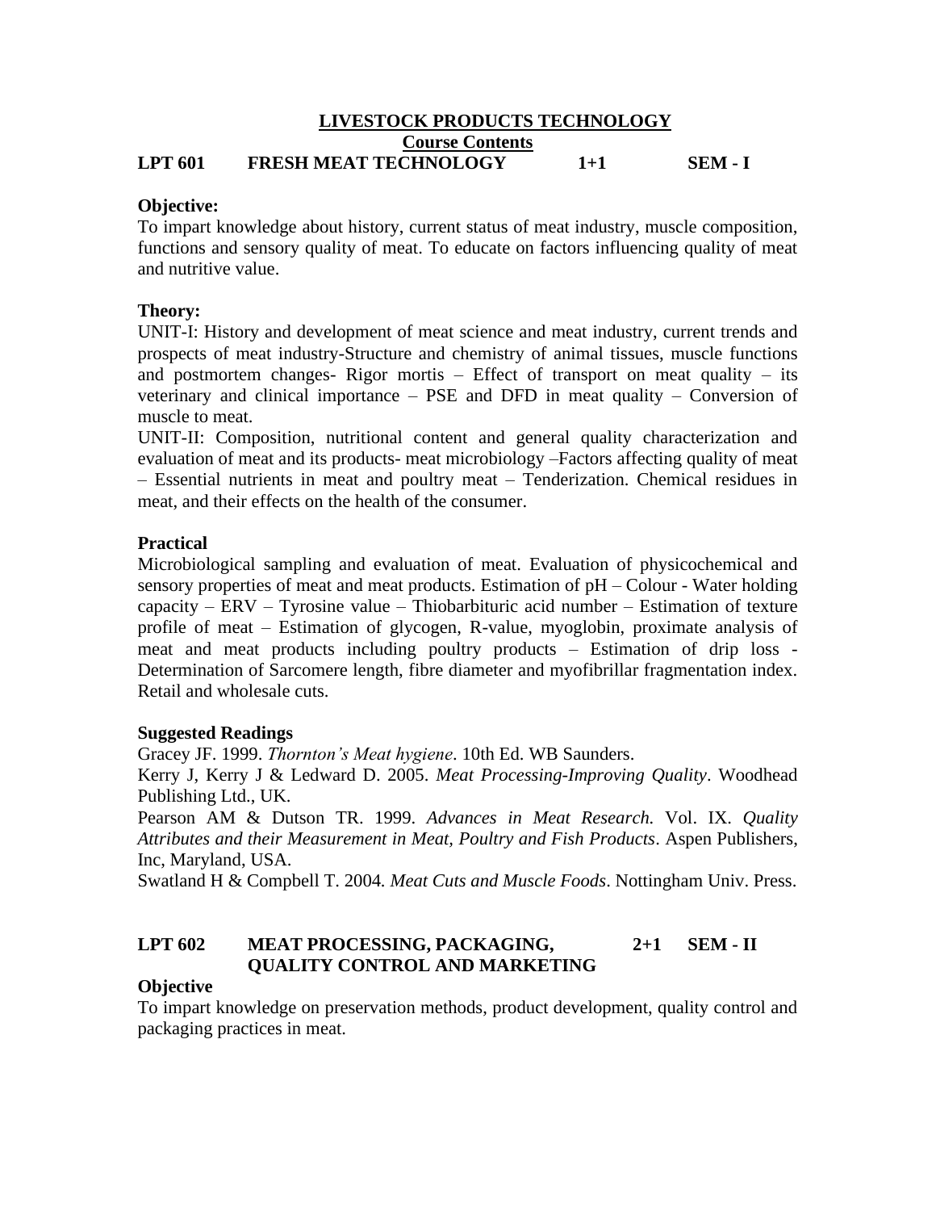# LIVESTOCK PRODUCTS TECHNOLOGY

## Course Contents

## LPT 601 FRESH MEAT TECHNOLOGY 1+1 SEM - I

**Objective:**

To impart knowledge about history, current status of meat industry, muscle composition, functions and sensory quality of meat. To educate on factors influencing quality of meat and nutritive value.

**Theory:**

UNIT-I: History and development of meat science and meat industry, current trends and prospects of meat industry-Structure and chemistry of animal tissues, muscle functions and postmortem changes- Rigor mortis – Effect of transport on meat quality – its veterinary and clinical importance – PSE and DFD in meat quality – Conversion of muscle to meat.

UNIT-II: Composition, nutritional content and general quality characterization and evaluation of meat and its products- meat microbiology –Factors affecting quality of meat – Essential nutrients in meat and poultry meat – Tenderization. Chemical residues in meat, and their effects on the health of the consumer.

**Practical**

Microbiological sampling and evaluation of meat. Evaluation of physicochemical and sensory properties of meat and meat products. Estimation of pH – Colour - Water holding capacity – ERV – Tyrosine value – Thiobarbituric acid number – Estimation of texture profile of meat – Estimation of glycogen, R-value, myoglobin, proximate analysis of meat and meat products including poultry products – Estimation of drip loss - Determination of Sarcomere length, fibre diameter and myofibrillar fragmentation index. Retail and wholesale cuts.

**Suggested Readings**

Gracey JF. 1999. *Thornton's Meat hygiene*. 10th Ed. WB Saunders.

Kerry J, Kerry J & Ledward D. 2005. *Meat Processing-Improving Quality*. Woodhead Publishing Ltd., UK.

Pearson AM & Dutson TR. 1999. *Advances in Meat Research.* Vol. IX. *Quality Attributes and their Measurement in Meat, Poultry and Fish Products*. Aspen Publishers, Inc, Maryland, USA.

Swatland H & Compbell T. 2004. *Meat Cuts and Muscle Foods*. Nottingham Univ. Press.

## LPT 602 MEAT PROCESSING, PACKAGING, QUALITY CONTROL AND MARKETING 2+1 SEM - II

**Objective**

To impart knowledge on preservation methods, product development, quality control and packaging practices in meat.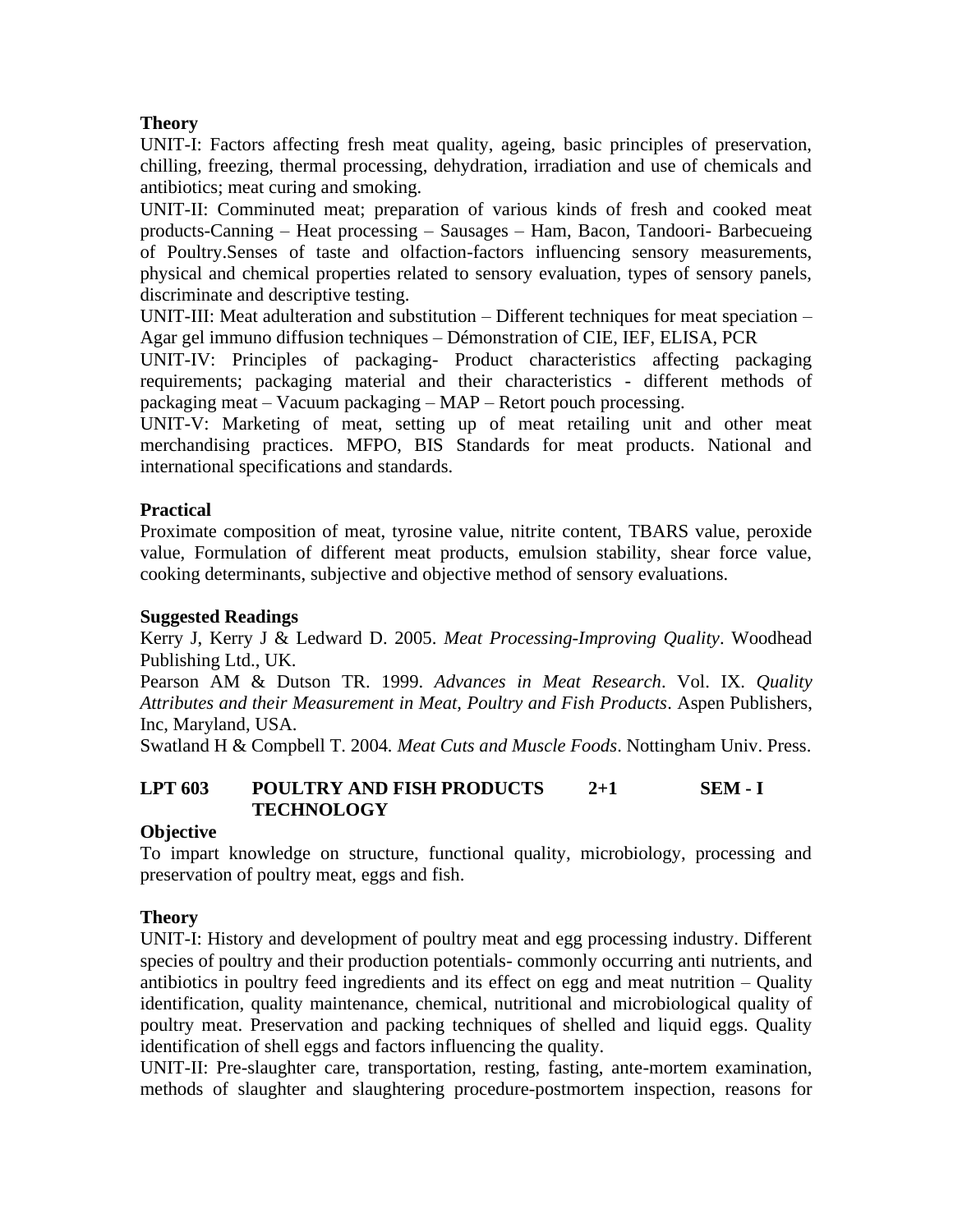**Theory**

UNIT-I: Factors affecting fresh meat quality, ageing, basic principles of preservation, chilling, freezing, thermal processing, dehydration, irradiation and use of chemicals and antibiotics; meat curing and smoking.

UNIT-II: Comminuted meat; preparation of various kinds of fresh and cooked meat products-Canning – Heat processing – Sausages – Ham, Bacon, Tandoori- Barbecueing of Poultry.Senses of taste and olfaction-factors influencing sensory measurements, physical and chemical properties related to sensory evaluation, types of sensory panels, discriminate and descriptive testing.

UNIT-III: Meat adulteration and substitution – Different techniques for meat speciation – Agar gel immuno diffusion techniques – Démonstration of CIE, IEF, ELISA, PCR

UNIT-IV: Principles of packaging- Product characteristics affecting packaging requirements; packaging material and their characteristics - different methods of packaging meat – Vacuum packaging – MAP – Retort pouch processing.

UNIT-V: Marketing of meat, setting up of meat retailing unit and other meat merchandising practices. MFPO, BIS Standards for meat products. National and international specifications and standards.

**Practical**

Proximate composition of meat, tyrosine value, nitrite content, TBARS value, peroxide value, Formulation of different meat products, emulsion stability, shear force value, cooking determinants, subjective and objective method of sensory evaluations.

**Suggested Readings**

Kerry J, Kerry J & Ledward D. 2005. *Meat Processing-Improving Quality*. Woodhead Publishing Ltd., UK.

Pearson AM & Dutson TR. 1999. *Advances in Meat Research*. Vol. IX. *Quality Attributes and their Measurement in Meat, Poultry and Fish Products*. Aspen Publishers, Inc, Maryland, USA.

Swatland H & Compbell T. 2004. *Meat Cuts and Muscle Foods*. Nottingham Univ. Press.

**LPT 603 POULTRY AND FISH PRODUCTS TECHNOLOGY 2+1 SEM - I**

**Objective**

To impart knowledge on structure, functional quality, microbiology, processing and preservation of poultry meat, eggs and fish.

**Theory**

UNIT-I: History and development of poultry meat and egg processing industry. Different species of poultry and their production potentials- commonly occurring anti nutrients, and antibiotics in poultry feed ingredients and its effect on egg and meat nutrition – Quality identification, quality maintenance, chemical, nutritional and microbiological quality of poultry meat. Preservation and packing techniques of shelled and liquid eggs. Quality identification of shell eggs and factors influencing the quality.

UNIT-II: Pre-slaughter care, transportation, resting, fasting, ante-mortem examination, methods of slaughter and slaughtering procedure-postmortem inspection, reasons for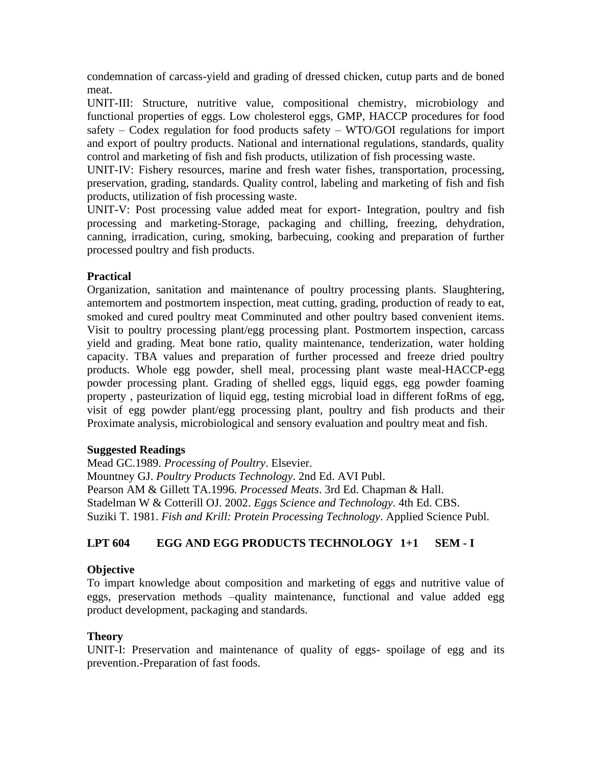condemnation of carcass-yield and grading of dressed chicken, cutup parts and de boned meat.

UNIT-III: Structure, nutritive value, compositional chemistry, microbiology and functional properties of eggs. Low cholesterol eggs, GMP, HACCP procedures for food safety – Codex regulation for food products safety – WTO/GOI regulations for import and export of poultry products. National and international regulations, standards, quality control and marketing of fish and fish products, utilization of fish processing waste.

UNIT-IV: Fishery resources, marine and fresh water fishes, transportation, processing, preservation, grading, standards. Quality control, labeling and marketing of fish and fish products, utilization of fish processing waste.

UNIT-V: Post processing value added meat for export- Integration, poultry and fish processing and marketing-Storage, packaging and chilling, freezing, dehydration, canning, irradication, curing, smoking, barbecuing, cooking and preparation of further processed poultry and fish products.

**Practical**

Organization, sanitation and maintenance of poultry processing plants. Slaughtering, antemortem and postmortem inspection, meat cutting, grading, production of ready to eat, smoked and cured poultry meat Comminuted and other poultry based convenient items. Visit to poultry processing plant/egg processing plant. Postmortem inspection, carcass yield and grading. Meat bone ratio, quality maintenance, tenderization, water holding capacity. TBA values and preparation of further processed and freeze dried poultry products. Whole egg powder, shell meal, processing plant waste meal-HACCP-egg powder processing plant. Grading of shelled eggs, liquid eggs, egg powder foaming property , pasteurization of liquid egg, testing microbial load in different foRms of egg, visit of egg powder plant/egg processing plant, poultry and fish products and their Proximate analysis, microbiological and sensory evaluation and poultry meat and fish.

**Suggested Readings**

Mead GC.1989. *Processing of Poultry*. Elsevier.
Mountney GJ. *Poultry Products Technology*. 2nd Ed. AVI Publ.
Pearson AM & Gillett TA.1996. *Processed Meats*. 3rd Ed. Chapman & Hall.
Stadelman W & Cotterill OJ. 2002. *Eggs Science and Technology*. 4th Ed. CBS.
Suziki T. 1981. *Fish and Krill: Protein Processing Technology*. Applied Science Publ.

## LPT 604 EGG AND EGG PRODUCTS TECHNOLOGY 1+1 SEM - I

**Objective**

To impart knowledge about composition and marketing of eggs and nutritive value of eggs, preservation methods –quality maintenance, functional and value added egg product development, packaging and standards.

**Theory**

UNIT-I: Preservation and maintenance of quality of eggs- spoilage of egg and its prevention.-Preparation of fast foods.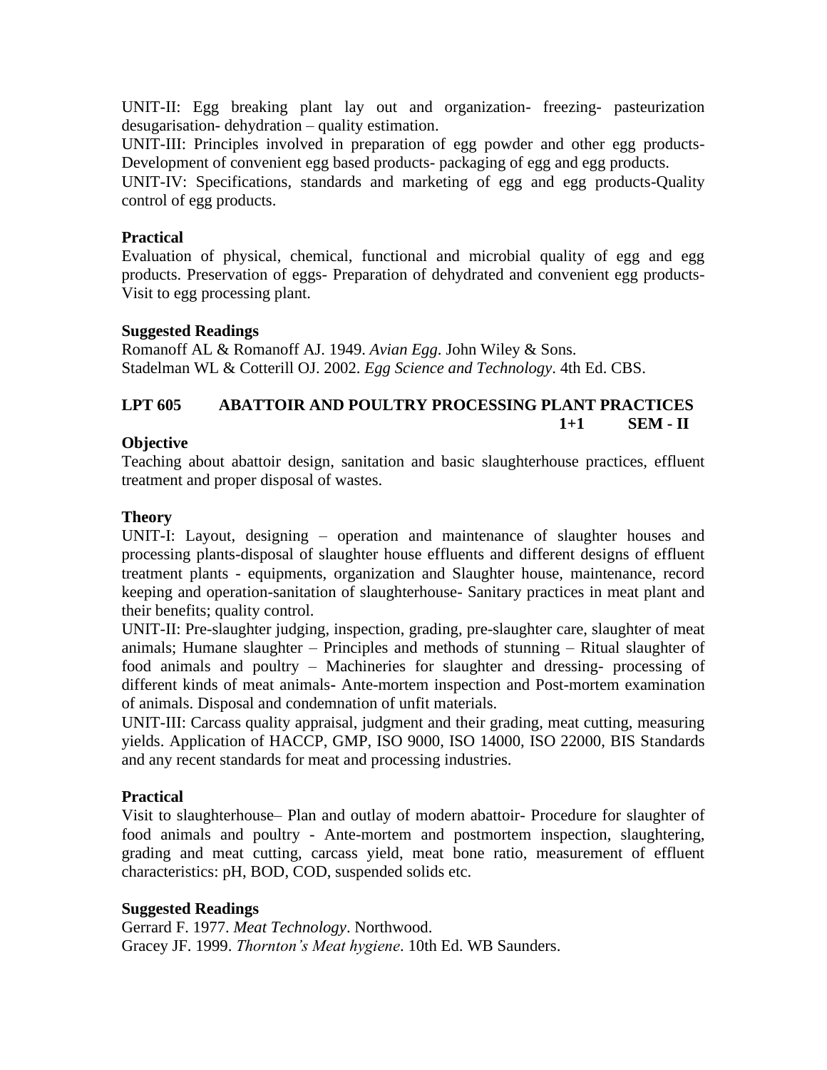UNIT-II: Egg breaking plant lay out and organization- freezing- pasteurization desugarisation- dehydration – quality estimation.

UNIT-III: Principles involved in preparation of egg powder and other egg products- Development of convenient egg based products- packaging of egg and egg products.

UNIT-IV: Specifications, standards and marketing of egg and egg products-Quality control of egg products.

**Practical**

Evaluation of physical, chemical, functional and microbial quality of egg and egg products. Preservation of eggs- Preparation of dehydrated and convenient egg products- Visit to egg processing plant.

**Suggested Readings**

Romanoff AL & Romanoff AJ. 1949. *Avian Egg*. John Wiley & Sons.
Stadelman WL & Cotterill OJ. 2002. *Egg Science and Technology*. 4th Ed. CBS.

## LPT 605 ABATTOIR AND POULTRY PROCESSING PLANT PRACTICES

**1+1 SEM - II**

**Objective**

Teaching about abattoir design, sanitation and basic slaughterhouse practices, effluent treatment and proper disposal of wastes.

**Theory**

UNIT-I: Layout, designing – operation and maintenance of slaughter houses and processing plants-disposal of slaughter house effluents and different designs of effluent treatment plants - equipments, organization and Slaughter house, maintenance, record keeping and operation-sanitation of slaughterhouse- Sanitary practices in meat plant and their benefits; quality control.

UNIT-II: Pre-slaughter judging, inspection, grading, pre-slaughter care, slaughter of meat animals; Humane slaughter – Principles and methods of stunning – Ritual slaughter of food animals and poultry – Machineries for slaughter and dressing- processing of different kinds of meat animals- Ante-mortem inspection and Post-mortem examination of animals. Disposal and condemnation of unfit materials.

UNIT-III: Carcass quality appraisal, judgment and their grading, meat cutting, measuring yields. Application of HACCP, GMP, ISO 9000, ISO 14000, ISO 22000, BIS Standards and any recent standards for meat and processing industries.

**Practical**

Visit to slaughterhouse– Plan and outlay of modern abattoir- Procedure for slaughter of food animals and poultry - Ante-mortem and postmortem inspection, slaughtering, grading and meat cutting, carcass yield, meat bone ratio, measurement of effluent characteristics: pH, BOD, COD, suspended solids etc.

**Suggested Readings**

Gerrard F. 1977. *Meat Technology*. Northwood.
Gracey JF. 1999. *Thornton's Meat hygiene*. 10th Ed. WB Saunders.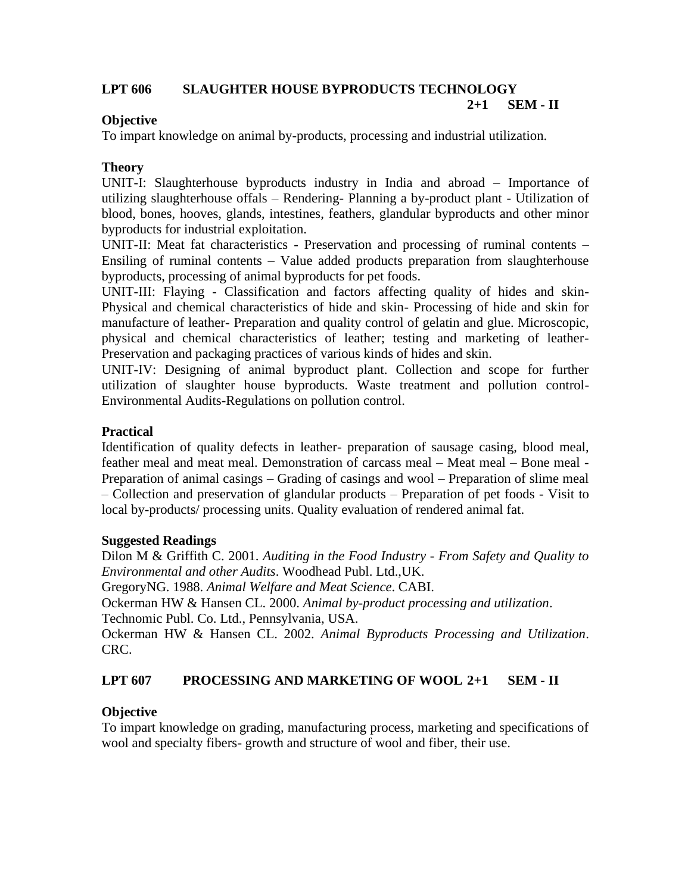## LPT 606 SLAUGHTER HOUSE BYPRODUCTS TECHNOLOGY

**2+1 SEM - II**

**Objective**

To impart knowledge on animal by-products, processing and industrial utilization.

**Theory**

UNIT-I: Slaughterhouse byproducts industry in India and abroad – Importance of utilizing slaughterhouse offals – Rendering- Planning a by-product plant - Utilization of blood, bones, hooves, glands, intestines, feathers, glandular byproducts and other minor byproducts for industrial exploitation.

UNIT-II: Meat fat characteristics - Preservation and processing of ruminal contents – Ensiling of ruminal contents – Value added products preparation from slaughterhouse byproducts, processing of animal byproducts for pet foods.

UNIT-III: Flaying - Classification and factors affecting quality of hides and skin- Physical and chemical characteristics of hide and skin- Processing of hide and skin for manufacture of leather- Preparation and quality control of gelatin and glue. Microscopic, physical and chemical characteristics of leather; testing and marketing of leather- Preservation and packaging practices of various kinds of hides and skin.

UNIT-IV: Designing of animal byproduct plant. Collection and scope for further utilization of slaughter house byproducts. Waste treatment and pollution control- Environmental Audits-Regulations on pollution control.

**Practical**

Identification of quality defects in leather- preparation of sausage casing, blood meal, feather meal and meat meal. Demonstration of carcass meal – Meat meal – Bone meal - Preparation of animal casings – Grading of casings and wool – Preparation of slime meal – Collection and preservation of glandular products – Preparation of pet foods - Visit to local by-products/ processing units. Quality evaluation of rendered animal fat.

**Suggested Readings**

Dilon M & Griffith C. 2001. *Auditing in the Food Industry - From Safety and Quality to Environmental and other Audits*. Woodhead Publ. Ltd.,UK.

GregoryNG. 1988. *Animal Welfare and Meat Science*. CABI.

Ockerman HW & Hansen CL. 2000. *Animal by-product processing and utilization*. Technomic Publ. Co. Ltd., Pennsylvania, USA.

Ockerman HW & Hansen CL. 2002. *Animal Byproducts Processing and Utilization*. CRC.

## LPT 607 PROCESSING AND MARKETING OF WOOL 2+1 SEM - II

**Objective**

To impart knowledge on grading, manufacturing process, marketing and specifications of wool and specialty fibers- growth and structure of wool and fiber, their use.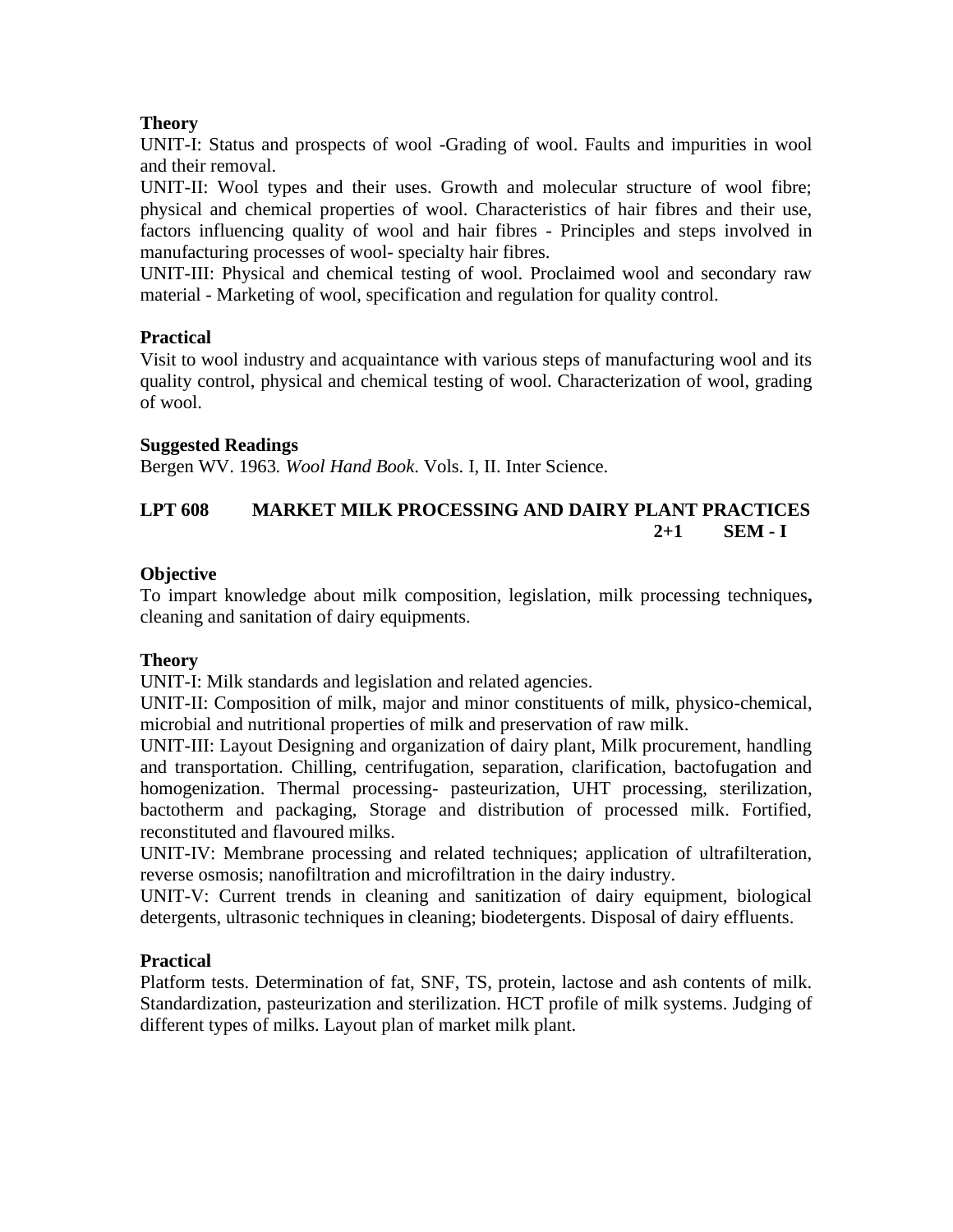**Theory**

UNIT-I: Status and prospects of wool -Grading of wool. Faults and impurities in wool and their removal.

UNIT-II: Wool types and their uses. Growth and molecular structure of wool fibre; physical and chemical properties of wool. Characteristics of hair fibres and their use, factors influencing quality of wool and hair fibres - Principles and steps involved in manufacturing processes of wool- specialty hair fibres.

UNIT-III: Physical and chemical testing of wool. Proclaimed wool and secondary raw material - Marketing of wool, specification and regulation for quality control.

**Practical**

Visit to wool industry and acquaintance with various steps of manufacturing wool and its quality control, physical and chemical testing of wool. Characterization of wool, grading of wool.

**Suggested Readings**

Bergen WV. 1963. *Wool Hand Book*. Vols. I, II. Inter Science.

## LPT 608 MARKET MILK PROCESSING AND DAIRY PLANT PRACTICES 2+1 SEM - I

**Objective**

To impart knowledge about milk composition, legislation, milk processing techniques**,** cleaning and sanitation of dairy equipments.

**Theory**

UNIT-I: Milk standards and legislation and related agencies.

UNIT-II: Composition of milk, major and minor constituents of milk, physico-chemical, microbial and nutritional properties of milk and preservation of raw milk.

UNIT-III: Layout Designing and organization of dairy plant, Milk procurement, handling and transportation. Chilling, centrifugation, separation, clarification, bactofugation and homogenization. Thermal processing- pasteurization, UHT processing, sterilization, bactotherm and packaging, Storage and distribution of processed milk. Fortified, reconstituted and flavoured milks.

UNIT-IV: Membrane processing and related techniques; application of ultrafilteration, reverse osmosis; nanofiltration and microfiltration in the dairy industry.

UNIT-V: Current trends in cleaning and sanitization of dairy equipment, biological detergents, ultrasonic techniques in cleaning; biodetergents. Disposal of dairy effluents.

**Practical**

Platform tests. Determination of fat, SNF, TS, protein, lactose and ash contents of milk. Standardization, pasteurization and sterilization. HCT profile of milk systems. Judging of different types of milks. Layout plan of market milk plant.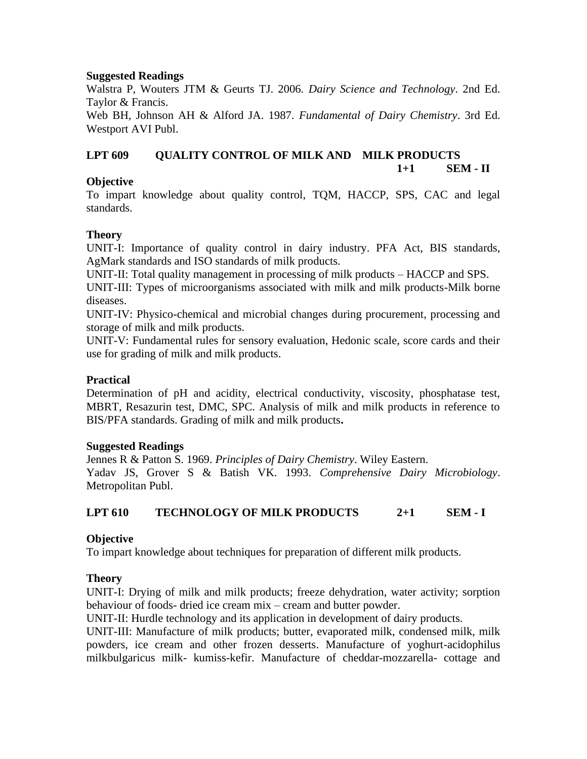**Suggested Readings**

Walstra P, Wouters JTM & Geurts TJ. 2006. *Dairy Science and Technology*. 2nd Ed. Taylor & Francis.

Web BH, Johnson AH & Alford JA. 1987. *Fundamental of Dairy Chemistry*. 3rd Ed. Westport AVI Publ.

## LPT 609 QUALITY CONTROL OF MILK AND MILK PRODUCTS 1+1 SEM - II

**Objective**

To impart knowledge about quality control, TQM, HACCP, SPS, CAC and legal standards.

**Theory**

UNIT-I: Importance of quality control in dairy industry. PFA Act, BIS standards, AgMark standards and ISO standards of milk products.

UNIT-II: Total quality management in processing of milk products – HACCP and SPS.

UNIT-III: Types of microorganisms associated with milk and milk products-Milk borne diseases.

UNIT-IV: Physico-chemical and microbial changes during procurement, processing and storage of milk and milk products.

UNIT-V: Fundamental rules for sensory evaluation, Hedonic scale, score cards and their use for grading of milk and milk products.

**Practical**

Determination of pH and acidity, electrical conductivity, viscosity, phosphatase test, MBRT, Resazurin test, DMC, SPC. Analysis of milk and milk products in reference to BIS/PFA standards. Grading of milk and milk products**.**

**Suggested Readings**

Jennes R & Patton S. 1969. *Principles of Dairy Chemistry*. Wiley Eastern.

Yadav JS, Grover S & Batish VK. 1993. *Comprehensive Dairy Microbiology*. Metropolitan Publ.

## LPT 610 TECHNOLOGY OF MILK PRODUCTS 2+1 SEM - I

**Objective**

To impart knowledge about techniques for preparation of different milk products.

**Theory**

UNIT-I: Drying of milk and milk products; freeze dehydration, water activity; sorption behaviour of foods- dried ice cream mix – cream and butter powder.

UNIT-II: Hurdle technology and its application in development of dairy products.

UNIT-III: Manufacture of milk products; butter, evaporated milk, condensed milk, milk powders, ice cream and other frozen desserts. Manufacture of yoghurt-acidophilus milkbulgaricus milk- kumiss-kefir. Manufacture of cheddar-mozzarella- cottage and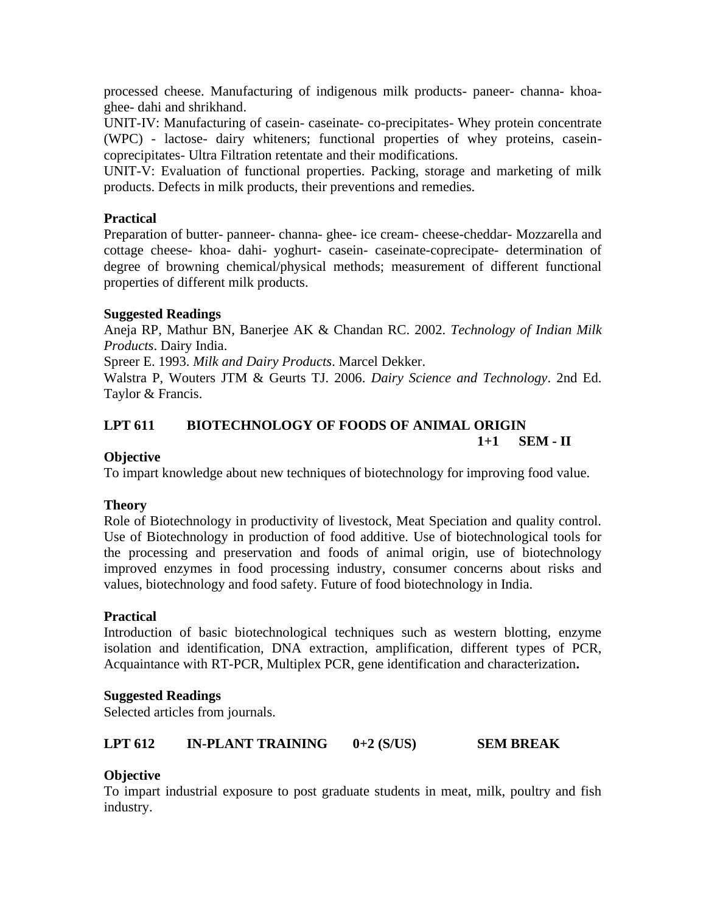processed cheese. Manufacturing of indigenous milk products- paneer- channa- khoa- ghee- dahi and shrikhand.

UNIT-IV: Manufacturing of casein- caseinate- co-precipitates- Whey protein concentrate (WPC) - lactose- dairy whiteners; functional properties of whey proteins, casein-coprecipitates- Ultra Filtration retentate and their modifications.

UNIT-V: Evaluation of functional properties. Packing, storage and marketing of milk products. Defects in milk products, their preventions and remedies.

**Practical**

Preparation of butter- panneer- channa- ghee- ice cream- cheese-cheddar- Mozzarella and cottage cheese- khoa- dahi- yoghurt- casein- caseinate-coprecipate- determination of degree of browning chemical/physical methods; measurement of different functional properties of different milk products.

**Suggested Readings**

Aneja RP, Mathur BN, Banerjee AK & Chandan RC. 2002. *Technology of Indian Milk Products*. Dairy India.

Spreer E. 1993. *Milk and Dairy Products*. Marcel Dekker.

Walstra P, Wouters JTM & Geurts TJ. 2006. *Dairy Science and Technology*. 2nd Ed. Taylor & Francis.

## LPT 611 BIOTECHNOLOGY OF FOODS OF ANIMAL ORIGIN

**1+1 SEM - II**

**Objective**

To impart knowledge about new techniques of biotechnology for improving food value.

**Theory**

Role of Biotechnology in productivity of livestock, Meat Speciation and quality control. Use of Biotechnology in production of food additive. Use of biotechnological tools for the processing and preservation and foods of animal origin, use of biotechnology improved enzymes in food processing industry, consumer concerns about risks and values, biotechnology and food safety. Future of food biotechnology in India.

**Practical**

Introduction of basic biotechnological techniques such as western blotting, enzyme isolation and identification, DNA extraction, amplification, different types of PCR, Acquaintance with RT-PCR, Multiplex PCR, gene identification and characterization**.**

**Suggested Readings**

Selected articles from journals.

## LPT 612 IN-PLANT TRAINING 0+2 (S/US) SEM BREAK

**Objective**

To impart industrial exposure to post graduate students in meat, milk, poultry and fish industry.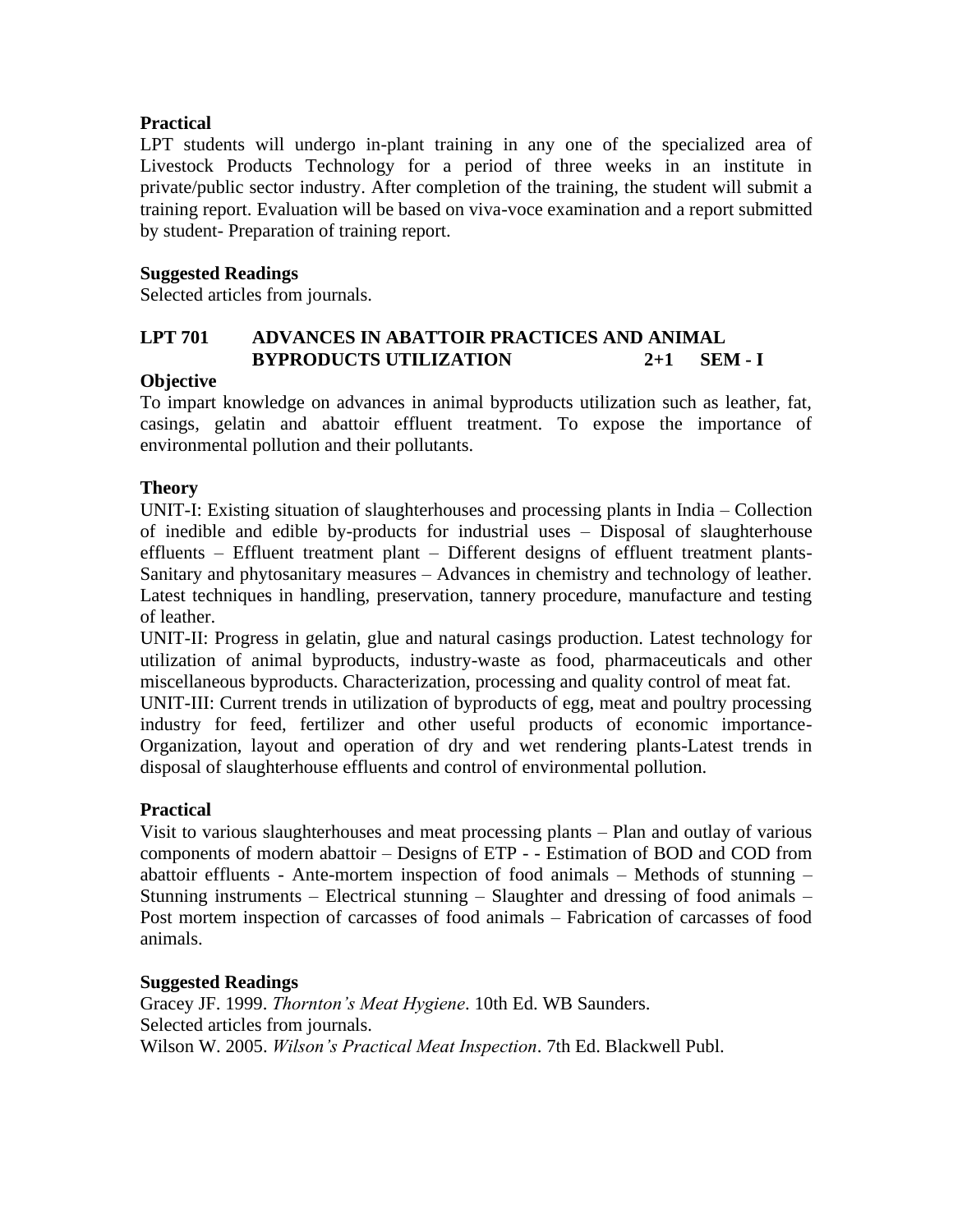**Practical**

LPT students will undergo in-plant training in any one of the specialized area of Livestock Products Technology for a period of three weeks in an institute in private/public sector industry. After completion of the training, the student will submit a training report. Evaluation will be based on viva-voce examination and a report submitted by student- Preparation of training report.

**Suggested Readings**

Selected articles from journals.

## LPT 701 ADVANCES IN ABATTOIR PRACTICES AND ANIMAL BYPRODUCTS UTILIZATION 2+1 SEM - I

**Objective**

To impart knowledge on advances in animal byproducts utilization such as leather, fat, casings, gelatin and abattoir effluent treatment. To expose the importance of environmental pollution and their pollutants.

**Theory**

UNIT-I: Existing situation of slaughterhouses and processing plants in India – Collection of inedible and edible by-products for industrial uses – Disposal of slaughterhouse effluents – Effluent treatment plant – Different designs of effluent treatment plants- Sanitary and phytosanitary measures – Advances in chemistry and technology of leather. Latest techniques in handling, preservation, tannery procedure, manufacture and testing of leather.

UNIT-II: Progress in gelatin, glue and natural casings production. Latest technology for utilization of animal byproducts, industry-waste as food, pharmaceuticals and other miscellaneous byproducts. Characterization, processing and quality control of meat fat.

UNIT-III: Current trends in utilization of byproducts of egg, meat and poultry processing industry for feed, fertilizer and other useful products of economic importance- Organization, layout and operation of dry and wet rendering plants-Latest trends in disposal of slaughterhouse effluents and control of environmental pollution.

**Practical**

Visit to various slaughterhouses and meat processing plants – Plan and outlay of various components of modern abattoir – Designs of ETP - - Estimation of BOD and COD from abattoir effluents - Ante-mortem inspection of food animals – Methods of stunning – Stunning instruments – Electrical stunning – Slaughter and dressing of food animals – Post mortem inspection of carcasses of food animals – Fabrication of carcasses of food animals.

**Suggested Readings**

Gracey JF. 1999. *Thornton's Meat Hygiene*. 10th Ed. WB Saunders.
Selected articles from journals.
Wilson W. 2005. *Wilson's Practical Meat Inspection*. 7th Ed. Blackwell Publ.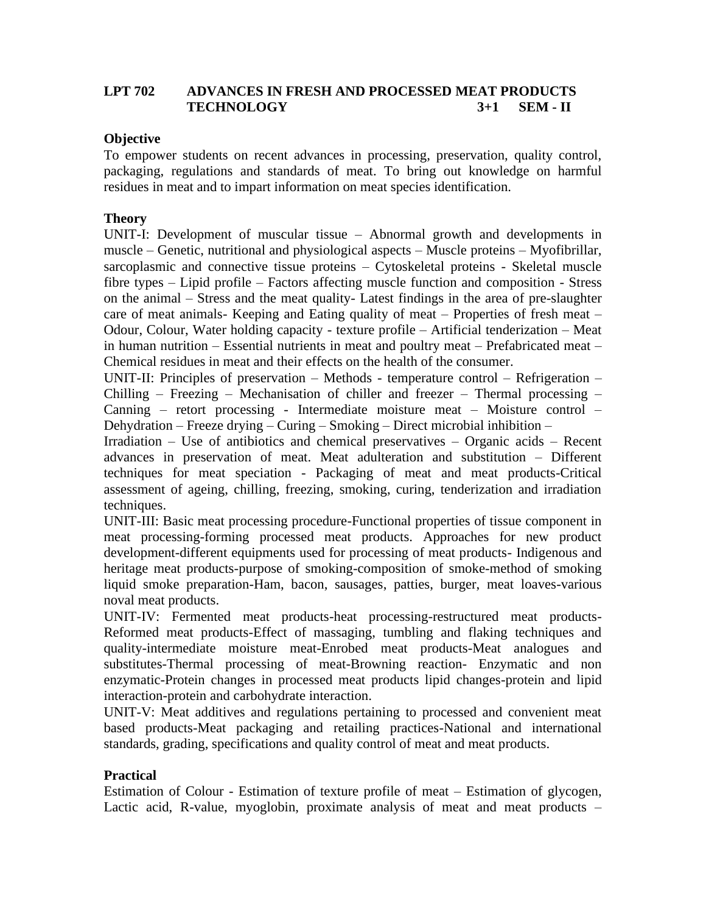**LPT 702 ADVANCES IN FRESH AND PROCESSED MEAT PRODUCTS TECHNOLOGY 3+1 SEM - II**

**Objective**

To empower students on recent advances in processing, preservation, quality control, packaging, regulations and standards of meat. To bring out knowledge on harmful residues in meat and to impart information on meat species identification.

**Theory**

UNIT-I: Development of muscular tissue – Abnormal growth and developments in muscle – Genetic, nutritional and physiological aspects – Muscle proteins – Myofibrillar, sarcoplasmic and connective tissue proteins – Cytoskeletal proteins - Skeletal muscle fibre types – Lipid profile – Factors affecting muscle function and composition - Stress on the animal – Stress and the meat quality- Latest findings in the area of pre-slaughter care of meat animals- Keeping and Eating quality of meat – Properties of fresh meat – Odour, Colour, Water holding capacity - texture profile – Artificial tenderization – Meat in human nutrition – Essential nutrients in meat and poultry meat – Prefabricated meat – Chemical residues in meat and their effects on the health of the consumer.

UNIT-II: Principles of preservation – Methods - temperature control – Refrigeration – Chilling – Freezing – Mechanisation of chiller and freezer – Thermal processing – Canning – retort processing - Intermediate moisture meat – Moisture control – Dehydration – Freeze drying – Curing – Smoking – Direct microbial inhibition –

Irradiation – Use of antibiotics and chemical preservatives – Organic acids – Recent advances in preservation of meat. Meat adulteration and substitution – Different techniques for meat speciation - Packaging of meat and meat products-Critical assessment of ageing, chilling, freezing, smoking, curing, tenderization and irradiation techniques.

UNIT-III: Basic meat processing procedure-Functional properties of tissue component in meat processing-forming processed meat products. Approaches for new product development-different equipments used for processing of meat products- Indigenous and heritage meat products-purpose of smoking-composition of smoke-method of smoking liquid smoke preparation-Ham, bacon, sausages, patties, burger, meat loaves-various noval meat products.

UNIT-IV: Fermented meat products-heat processing-restructured meat products-Reformed meat products-Effect of massaging, tumbling and flaking techniques and quality-intermediate moisture meat-Enrobed meat products-Meat analogues and substitutes-Thermal processing of meat-Browning reaction- Enzymatic and non enzymatic-Protein changes in processed meat products lipid changes-protein and lipid interaction-protein and carbohydrate interaction.

UNIT-V: Meat additives and regulations pertaining to processed and convenient meat based products-Meat packaging and retailing practices-National and international standards, grading, specifications and quality control of meat and meat products.

**Practical**

Estimation of Colour - Estimation of texture profile of meat – Estimation of glycogen, Lactic acid, R-value, myoglobin, proximate analysis of meat and meat products –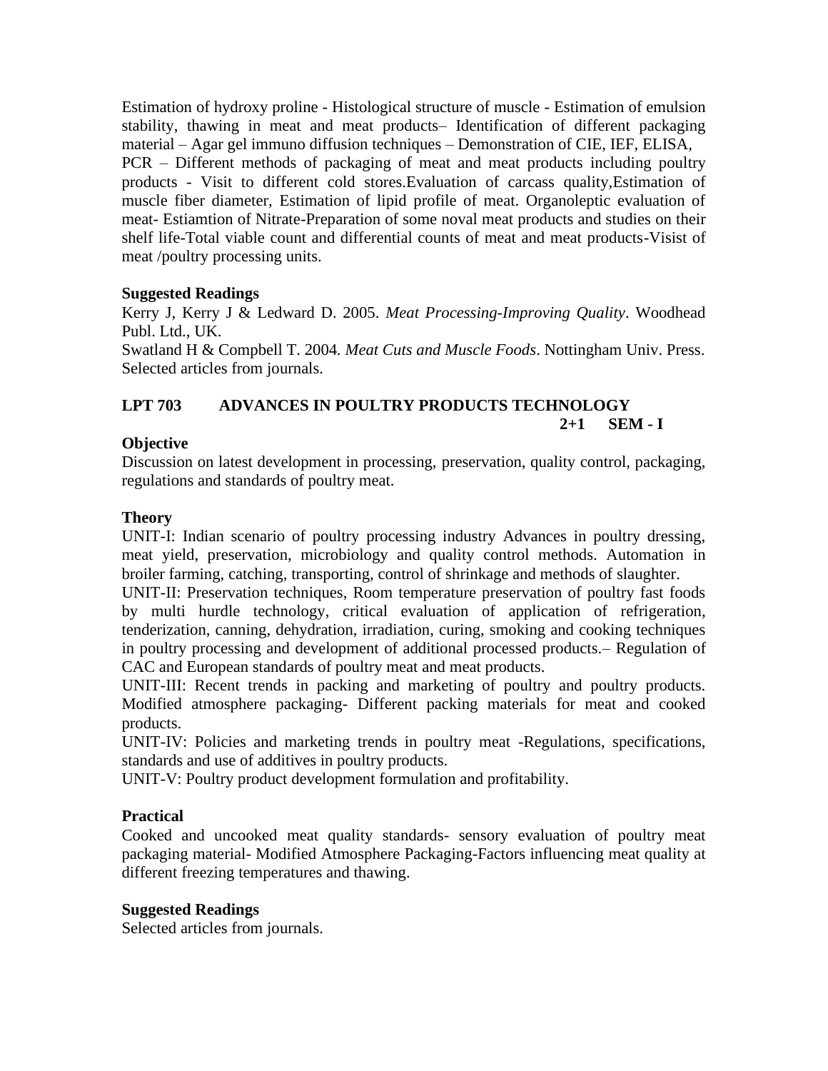Estimation of hydroxy proline - Histological structure of muscle - Estimation of emulsion stability, thawing in meat and meat products– Identification of different packaging material – Agar gel immuno diffusion techniques – Demonstration of CIE, IEF, ELISA, PCR – Different methods of packaging of meat and meat products including poultry products - Visit to different cold stores.Evaluation of carcass quality,Estimation of muscle fiber diameter, Estimation of lipid profile of meat. Organoleptic evaluation of meat- Estiamtion of Nitrate-Preparation of some noval meat products and studies on their shelf life-Total viable count and differential counts of meat and meat products-Visist of meat /poultry processing units.

**Suggested Readings**

Kerry J, Kerry J & Ledward D. 2005. *Meat Processing-Improving Quality*. Woodhead Publ. Ltd., UK.

Swatland H & Compbell T. 2004. *Meat Cuts and Muscle Foods*. Nottingham Univ. Press.

Selected articles from journals.

## LPT 703 ADVANCES IN POULTRY PRODUCTS TECHNOLOGY

**2+1 SEM - I**

**Objective**

Discussion on latest development in processing, preservation, quality control, packaging, regulations and standards of poultry meat.

**Theory**

UNIT-I: Indian scenario of poultry processing industry Advances in poultry dressing, meat yield, preservation, microbiology and quality control methods. Automation in broiler farming, catching, transporting, control of shrinkage and methods of slaughter.

UNIT-II: Preservation techniques, Room temperature preservation of poultry fast foods by multi hurdle technology, critical evaluation of application of refrigeration, tenderization, canning, dehydration, irradiation, curing, smoking and cooking techniques in poultry processing and development of additional processed products.– Regulation of CAC and European standards of poultry meat and meat products.

UNIT-III: Recent trends in packing and marketing of poultry and poultry products. Modified atmosphere packaging- Different packing materials for meat and cooked products.

UNIT-IV: Policies and marketing trends in poultry meat -Regulations, specifications, standards and use of additives in poultry products.

UNIT-V: Poultry product development formulation and profitability.

**Practical**

Cooked and uncooked meat quality standards- sensory evaluation of poultry meat packaging material- Modified Atmosphere Packaging-Factors influencing meat quality at different freezing temperatures and thawing.

**Suggested Readings**

Selected articles from journals.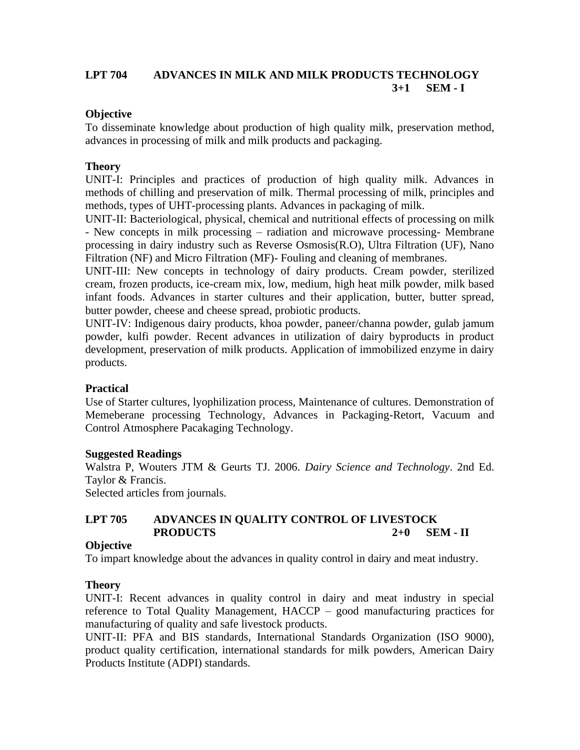## LPT 704 ADVANCES IN MILK AND MILK PRODUCTS TECHNOLOGY
**3+1 SEM - I**

### Objective
To disseminate knowledge about production of high quality milk, preservation method, advances in processing of milk and milk products and packaging.

### Theory
UNIT-I: Principles and practices of production of high quality milk. Advances in methods of chilling and preservation of milk. Thermal processing of milk, principles and methods, types of UHT-processing plants. Advances in packaging of milk.

UNIT-II: Bacteriological, physical, chemical and nutritional effects of processing on milk - New concepts in milk processing – radiation and microwave processing- Membrane processing in dairy industry such as Reverse Osmosis(R.O), Ultra Filtration (UF), Nano Filtration (NF) and Micro Filtration (MF)- Fouling and cleaning of membranes.

UNIT-III: New concepts in technology of dairy products. Cream powder, sterilized cream, frozen products, ice-cream mix, low, medium, high heat milk powder, milk based infant foods. Advances in starter cultures and their application, butter, butter spread, butter powder, cheese and cheese spread, probiotic products.

UNIT-IV: Indigenous dairy products, khoa powder, paneer/channa powder, gulab jamum powder, kulfi powder. Recent advances in utilization of dairy byproducts in product development, preservation of milk products. Application of immobilized enzyme in dairy products.

### Practical
Use of Starter cultures, lyophilization process, Maintenance of cultures. Demonstration of Memeberane processing Technology, Advances in Packaging-Retort, Vacuum and Control Atmosphere Pacakaging Technology.

### Suggested Readings
Walstra P, Wouters JTM & Geurts TJ. 2006. *Dairy Science and Technology*. 2nd Ed. Taylor & Francis.

Selected articles from journals.

## LPT 705 ADVANCES IN QUALITY CONTROL OF LIVESTOCK PRODUCTS
**2+0 SEM - II**

### Objective
To impart knowledge about the advances in quality control in dairy and meat industry.

### Theory
UNIT-I: Recent advances in quality control in dairy and meat industry in special reference to Total Quality Management, HACCP – good manufacturing practices for manufacturing of quality and safe livestock products.

UNIT-II: PFA and BIS standards, International Standards Organization (ISO 9000), product quality certification, international standards for milk powders, American Dairy Products Institute (ADPI) standards.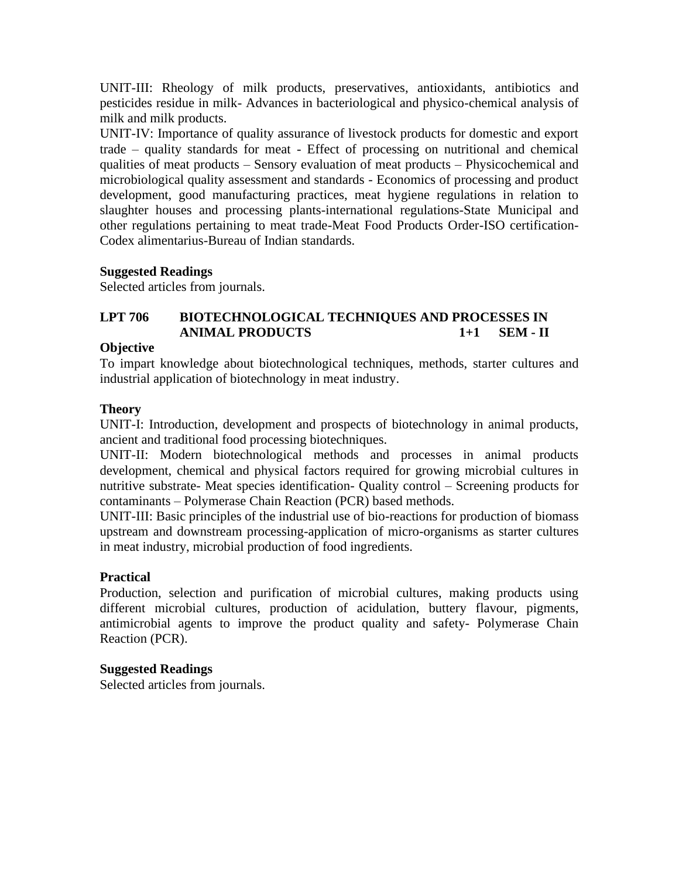UNIT-III: Rheology of milk products, preservatives, antioxidants, antibiotics and pesticides residue in milk- Advances in bacteriological and physico-chemical analysis of milk and milk products.

UNIT-IV: Importance of quality assurance of livestock products for domestic and export trade – quality standards for meat - Effect of processing on nutritional and chemical qualities of meat products – Sensory evaluation of meat products – Physicochemical and microbiological quality assessment and standards - Economics of processing and product development, good manufacturing practices, meat hygiene regulations in relation to slaughter houses and processing plants-international regulations-State Municipal and other regulations pertaining to meat trade-Meat Food Products Order-ISO certification-Codex alimentarius-Bureau of Indian standards.

**Suggested Readings**

Selected articles from journals.

## LPT 706 BIOTECHNOLOGICAL TECHNIQUES AND PROCESSES IN ANIMAL PRODUCTS 1+1 SEM - II

**Objective**

To impart knowledge about biotechnological techniques, methods, starter cultures and industrial application of biotechnology in meat industry.

**Theory**

UNIT-I: Introduction, development and prospects of biotechnology in animal products, ancient and traditional food processing biotechniques.

UNIT-II: Modern biotechnological methods and processes in animal products development, chemical and physical factors required for growing microbial cultures in nutritive substrate- Meat species identification- Quality control – Screening products for contaminants – Polymerase Chain Reaction (PCR) based methods.

UNIT-III: Basic principles of the industrial use of bio-reactions for production of biomass upstream and downstream processing-application of micro-organisms as starter cultures in meat industry, microbial production of food ingredients.

**Practical**

Production, selection and purification of microbial cultures, making products using different microbial cultures, production of acidulation, buttery flavour, pigments, antimicrobial agents to improve the product quality and safety- Polymerase Chain Reaction (PCR).

**Suggested Readings**

Selected articles from journals.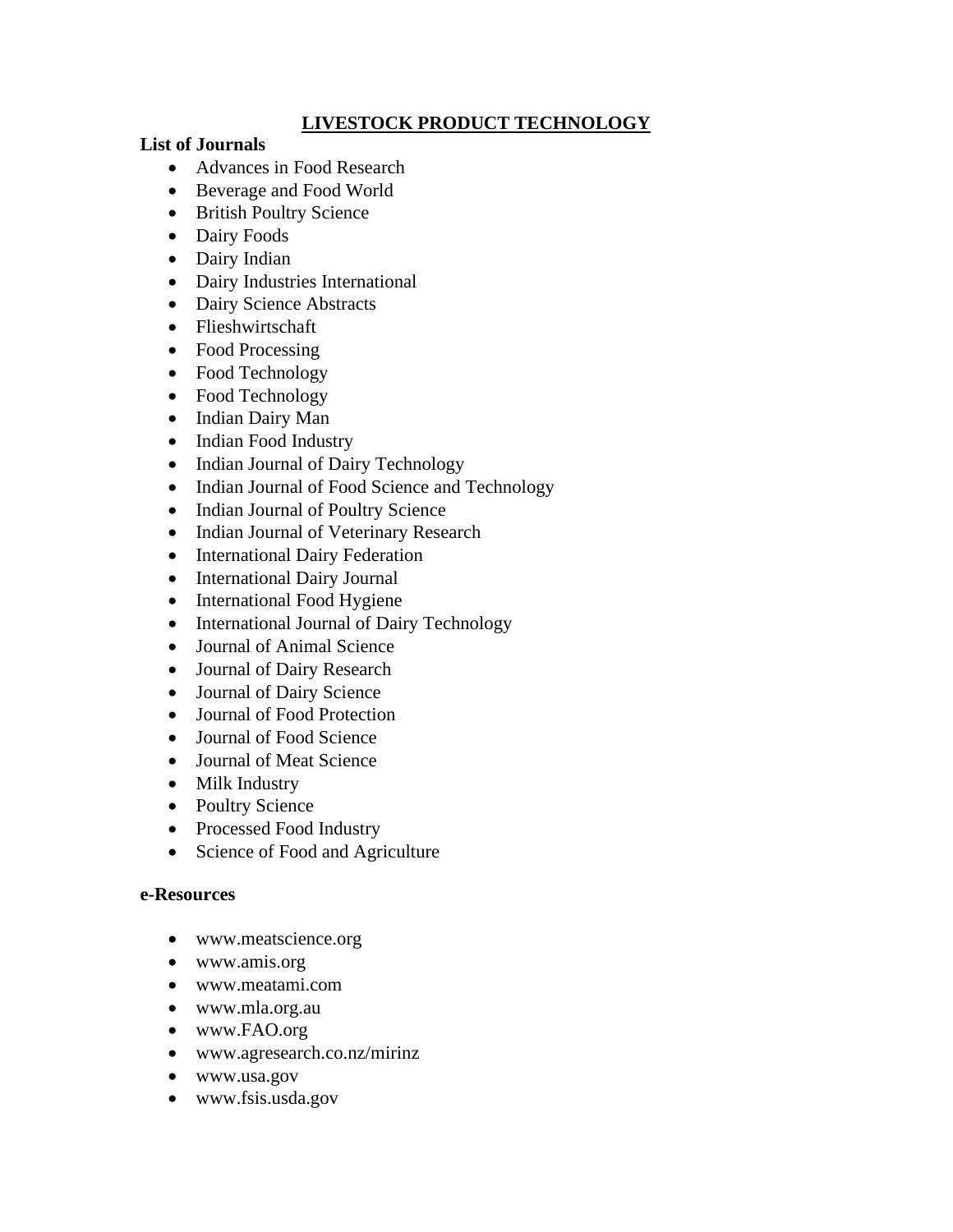# LIVESTOCK PRODUCT TECHNOLOGY

**List of Journals**

- Advances in Food Research
- Beverage and Food World
- British Poultry Science
- Dairy Foods
- Dairy Indian
- Dairy Industries International
- Dairy Science Abstracts
- Flieshwirtschaft
- Food Processing
- Food Technology
- Food Technology
- Indian Dairy Man
- Indian Food Industry
- Indian Journal of Dairy Technology
- Indian Journal of Food Science and Technology
- Indian Journal of Poultry Science
- Indian Journal of Veterinary Research
- International Dairy Federation
- International Dairy Journal
- International Food Hygiene
- International Journal of Dairy Technology
- Journal of Animal Science
- Journal of Dairy Research
- Journal of Dairy Science
- Journal of Food Protection
- Journal of Food Science
- Journal of Meat Science
- Milk Industry
- Poultry Science
- Processed Food Industry
- Science of Food and Agriculture

**e-Resources**

- www.meatscience.org
- www.amis.org
- www.meatami.com
- www.mla.org.au
- www.FAO.org
- www.agresearch.co.nz/mirinz
- www.usa.gov
- www.fsis.usda.gov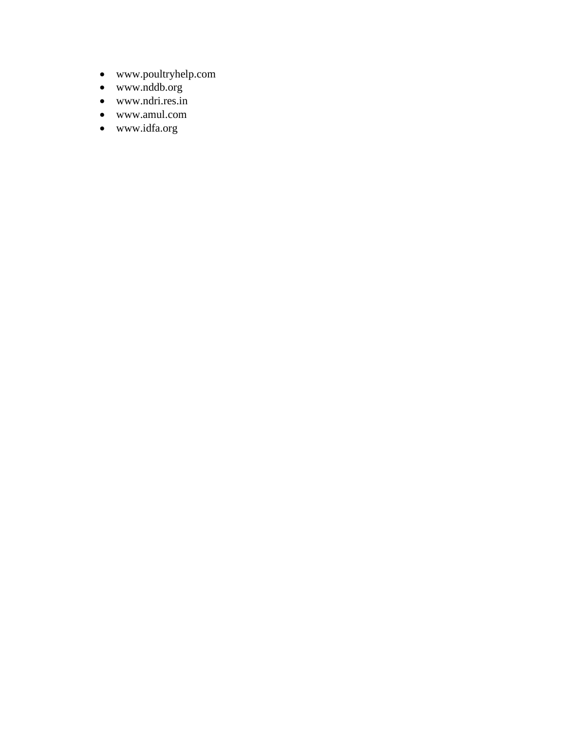- www.poultryhelp.com
- www.nddb.org
- www.ndri.res.in
- www.amul.com
- www.idfa.org